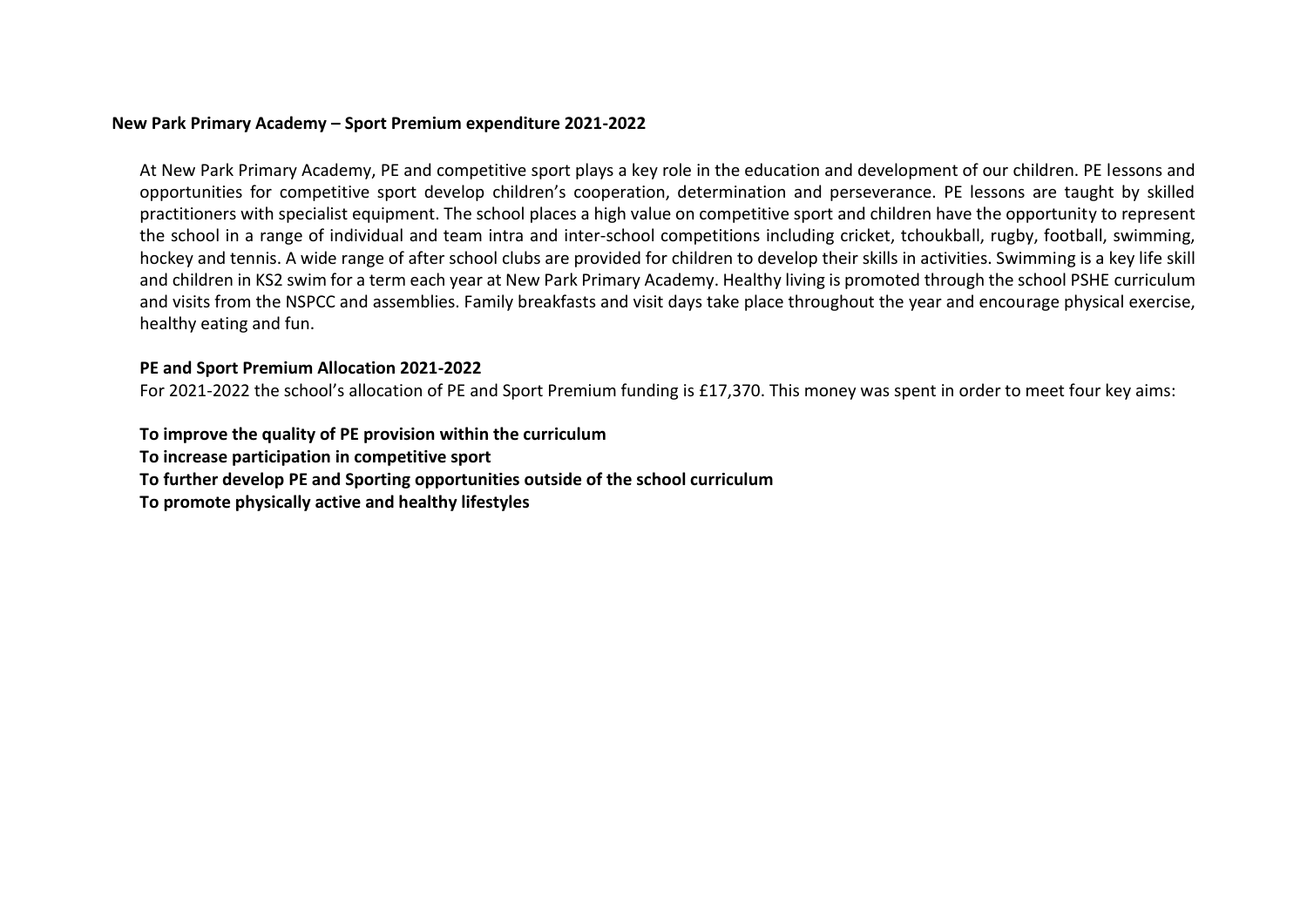# New Park Primary Academy – Sport Premium expenditure 2021-2022

At New Park Primary Academy, PE and competitive sport plays a key role in the education and development of our children. PE lessons and opportunities for competitive sport develop children's cooperation, determination and perseverance. PE lessons are taught by skilled practitioners with specialist equipment. The school places a high value on competitive sport and children have the opportunity to represent the school in a range of individual and team intra and inter-school competitions including cricket, tchoukball, rugby, football, swimming, hockey and tennis. A wide range of after school clubs are provided for children to develop their skills in activities. Swimming is a key life skill and children in KS2 swim for a term each year at New Park Primary Academy. Healthy living is promoted through the school PSHE curriculum and visits from the NSPCC and assemblies. Family breakfasts and visit days take place throughout the year and encourage physical exercise, healthy eating and fun.

## PE and Sport Premium Allocation 2021-2022

For 2021-2022 the school's allocation of PE and Sport Premium funding is £17,370. This money was spent in order to meet four key aims:

**To improve the quality of PE provision within the curriculum**
**To increase participation in competitive sport**
**To further develop PE and Sporting opportunities outside of the school curriculum**
**To promote physically active and healthy lifestyles**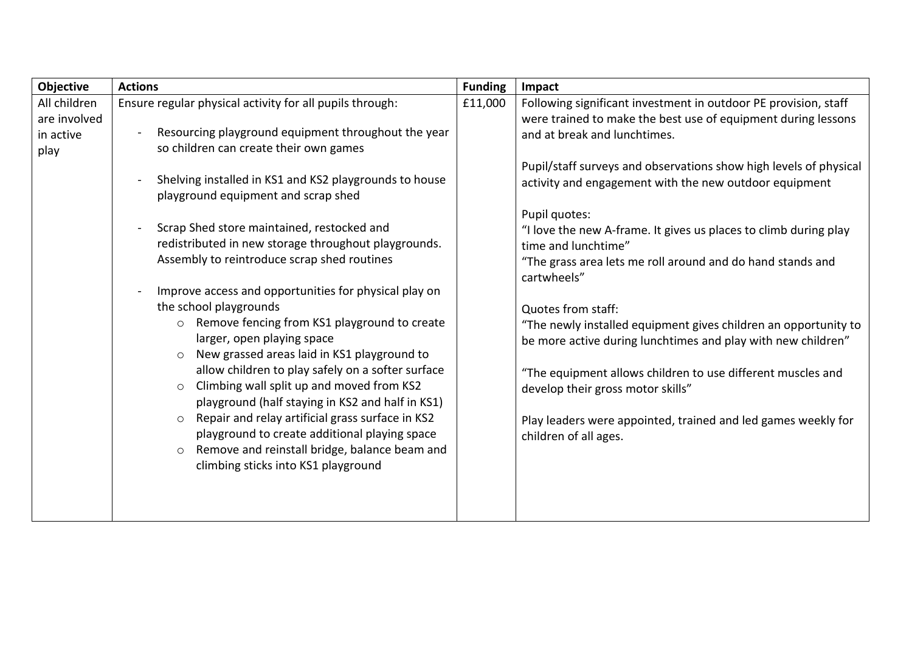| Objective | Actions | Funding | Impact |
| --- | --- | --- | --- |
| All children are involved in active play | Ensure regular physical activity for all pupils through:<br><br>- Resourcing playground equipment throughout the year so children can create their own games<br><br>- Shelving installed in KS1 and KS2 playgrounds to house playground equipment and scrap shed<br><br>- Scrap Shed store maintained, restocked and redistributed in new storage throughout playgrounds. Assembly to reintroduce scrap shed routines<br><br>- Improve access and opportunities for physical play on the school playgrounds<br>&nbsp;&nbsp;○ Remove fencing from KS1 playground to create larger, open playing space<br>&nbsp;&nbsp;○ New grassed areas laid in KS1 playground to allow children to play safely on a softer surface<br>&nbsp;&nbsp;○ Climbing wall split up and moved from KS2 playground (half staying in KS2 and half in KS1)<br>&nbsp;&nbsp;○ Repair and relay artificial grass surface in KS2 playground to create additional playing space<br>&nbsp;&nbsp;○ Remove and reinstall bridge, balance beam and climbing sticks into KS1 playground | £11,000 | Following significant investment in outdoor PE provision, staff were trained to make the best use of equipment during lessons and at break and lunchtimes.<br><br>Pupil/staff surveys and observations show high levels of physical activity and engagement with the new outdoor equipment<br><br>Pupil quotes:<br>"I love the new A-frame. It gives us places to climb during play time and lunchtime"<br>"The grass area lets me roll around and do hand stands and cartwheels"<br><br>Quotes from staff:<br>"The newly installed equipment gives children an opportunity to be more active during lunchtimes and play with new children"<br><br>"The equipment allows children to use different muscles and develop their gross motor skills"<br><br>Play leaders were appointed, trained and led games weekly for children of all ages. |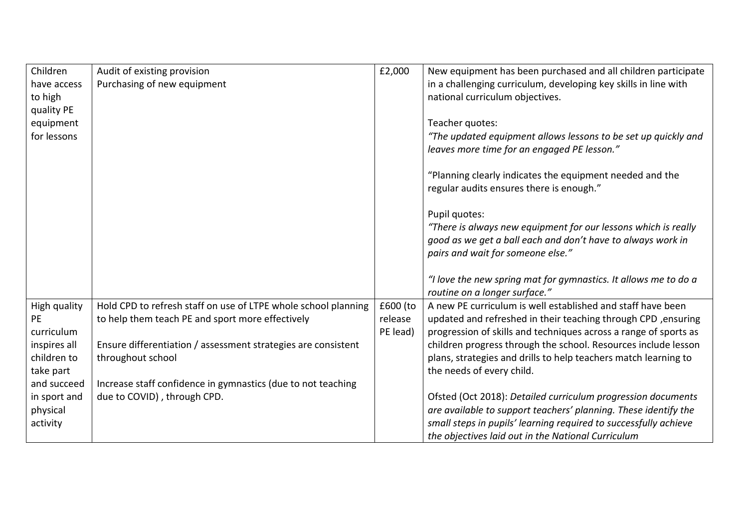| | | | |
|---|---|---|---|
| Children have access to high quality PE equipment for lessons | Audit of existing provision<br>Purchasing of new equipment | £2,000 | New equipment has been purchased and all children participate in a challenging curriculum, developing key skills in line with national curriculum objectives.<br><br>Teacher quotes:<br>*"The updated equipment allows lessons to be set up quickly and leaves more time for an engaged PE lesson."*<br><br>"Planning clearly indicates the equipment needed and the regular audits ensures there is enough."<br><br>Pupil quotes:<br>*"There is always new equipment for our lessons which is really good as we get a ball each and don't have to always work in pairs and wait for someone else."*<br><br>*"I love the new spring mat for gymnastics. It allows me to do a routine on a longer surface."* |
| High quality PE curriculum inspires all children to take part and succeed in sport and physical activity | Hold CPD to refresh staff on use of LTPE whole school planning to help them teach PE and sport more effectively<br><br>Ensure differentiation / assessment strategies are consistent throughout school<br><br>Increase staff confidence in gymnastics (due to not teaching due to COVID) , through CPD. | £600 (to release PE lead) | A new PE curriculum is well established and staff have been updated and refreshed in their teaching through CPD ,ensuring progression of skills and techniques across a range of sports as children progress through the school. Resources include lesson plans, strategies and drills to help teachers match learning to the needs of every child.<br><br>Ofsted (Oct 2018): *Detailed curriculum progression documents are available to support teachers' planning. These identify the small steps in pupils' learning required to successfully achieve the objectives laid out in the National Curriculum* |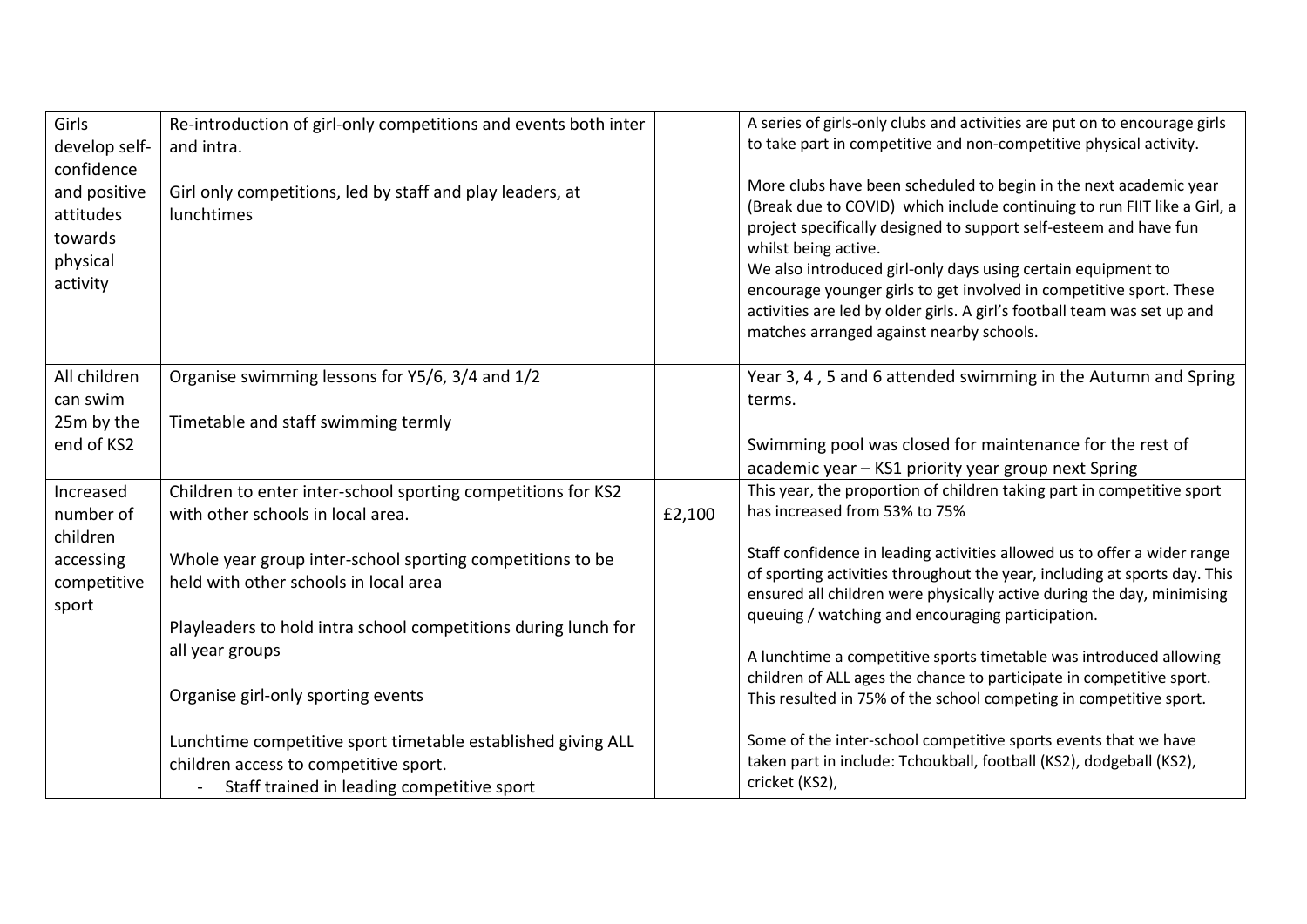| | | | |
|---|---|---|---|
| Girls develop self-confidence and positive attitudes towards physical activity | Re-introduction of girl-only competitions and events both inter and intra.<br><br>Girl only competitions, led by staff and play leaders, at lunchtimes | | A series of girls-only clubs and activities are put on to encourage girls to take part in competitive and non-competitive physical activity.<br><br>More clubs have been scheduled to begin in the next academic year (Break due to COVID) which include continuing to run FIIT like a Girl, a project specifically designed to support self-esteem and have fun whilst being active.<br>We also introduced girl-only days using certain equipment to encourage younger girls to get involved in competitive sport. These activities are led by older girls. A girl's football team was set up and matches arranged against nearby schools. |
| All children can swim 25m by the end of KS2 | Organise swimming lessons for Y5/6, 3/4 and 1/2<br><br>Timetable and staff swimming termly | | Year 3, 4 , 5 and 6 attended swimming in the Autumn and Spring terms.<br><br>Swimming pool was closed for maintenance for the rest of academic year – KS1 priority year group next Spring |
| Increased number of children accessing competitive sport | Children to enter inter-school sporting competitions for KS2 with other schools in local area.<br><br>Whole year group inter-school sporting competitions to be held with other schools in local area<br><br>Playleaders to hold intra school competitions during lunch for all year groups<br><br>Organise girl-only sporting events<br><br>Lunchtime competitive sport timetable established giving ALL children access to competitive sport.<br>- Staff trained in leading competitive sport | £2,100 | This year, the proportion of children taking part in competitive sport has increased from 53% to 75%<br><br>Staff confidence in leading activities allowed us to offer a wider range of sporting activities throughout the year, including at sports day. This ensured all children were physically active during the day, minimising queuing / watching and encouraging participation.<br><br>A lunchtime a competitive sports timetable was introduced allowing children of ALL ages the chance to participate in competitive sport. This resulted in 75% of the school competing in competitive sport.<br><br>Some of the inter-school competitive sports events that we have taken part in include: Tchoukball, football (KS2), dodgeball (KS2), cricket (KS2), |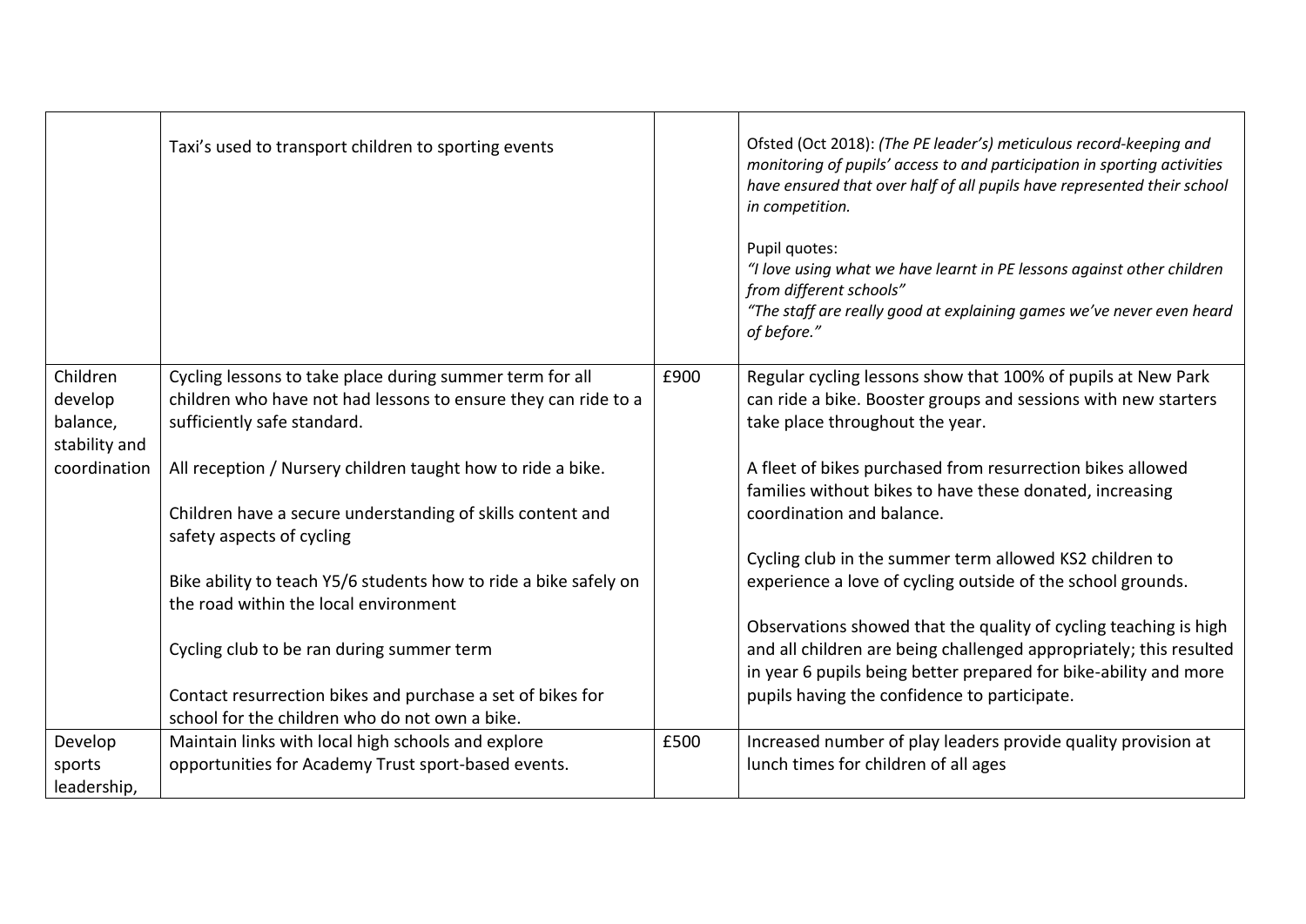| | | | |
|---|---|---|---|
| | Taxi's used to transport children to sporting events | | Ofsted (Oct 2018): *(The PE leader's) meticulous record-keeping and monitoring of pupils' access to and participation in sporting activities have ensured that over half of all pupils have represented their school in competition.*<br><br>Pupil quotes:<br>*"I love using what we have learnt in PE lessons against other children from different schools"*<br>*"The staff are really good at explaining games we've never even heard of before."* |
| Children develop balance, stability and coordination | Cycling lessons to take place during summer term for all children who have not had lessons to ensure they can ride to a sufficiently safe standard.<br><br>All reception / Nursery children taught how to ride a bike.<br><br>Children have a secure understanding of skills content and safety aspects of cycling<br><br>Bike ability to teach Y5/6 students how to ride a bike safely on the road within the local environment<br><br>Cycling club to be ran during summer term<br><br>Contact resurrection bikes and purchase a set of bikes for school for the children who do not own a bike. | £900 | Regular cycling lessons show that 100% of pupils at New Park can ride a bike. Booster groups and sessions with new starters take place throughout the year.<br><br>A fleet of bikes purchased from resurrection bikes allowed families without bikes to have these donated, increasing coordination and balance.<br><br>Cycling club in the summer term allowed KS2 children to experience a love of cycling outside of the school grounds.<br><br>Observations showed that the quality of cycling teaching is high and all children are being challenged appropriately; this resulted in year 6 pupils being better prepared for bike-ability and more pupils having the confidence to participate. |
| Develop sports leadership, | Maintain links with local high schools and explore opportunities for Academy Trust sport-based events. | £500 | Increased number of play leaders provide quality provision at lunch times for children of all ages |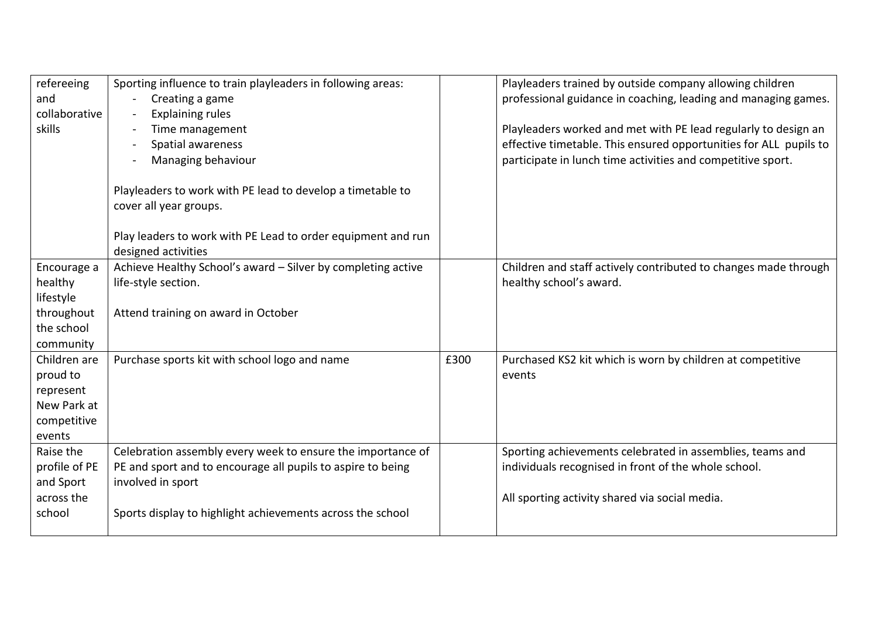| | | | |
|---|---|---|---|
| refereeing and collaborative skills | Sporting influence to train playleaders in following areas:<br>- Creating a game<br>- Explaining rules<br>- Time management<br>- Spatial awareness<br>- Managing behaviour<br><br>Playleaders to work with PE lead to develop a timetable to cover all year groups.<br><br>Play leaders to work with PE Lead to order equipment and run designed activities | | Playleaders trained by outside company allowing children professional guidance in coaching, leading and managing games.<br><br>Playleaders worked and met with PE lead regularly to design an effective timetable. This ensured opportunities for ALL pupils to participate in lunch time activities and competitive sport. |
| Encourage a healthy lifestyle throughout the school community | Achieve Healthy School's award – Silver by completing active life-style section.<br><br>Attend training on award in October | | Children and staff actively contributed to changes made through healthy school's award. |
| Children are proud to represent New Park at competitive events | Purchase sports kit with school logo and name | £300 | Purchased KS2 kit which is worn by children at competitive events |
| Raise the profile of PE and Sport across the school | Celebration assembly every week to ensure the importance of PE and sport and to encourage all pupils to aspire to being involved in sport<br><br>Sports display to highlight achievements across the school | | Sporting achievements celebrated in assemblies, teams and individuals recognised in front of the whole school.<br><br>All sporting activity shared via social media. |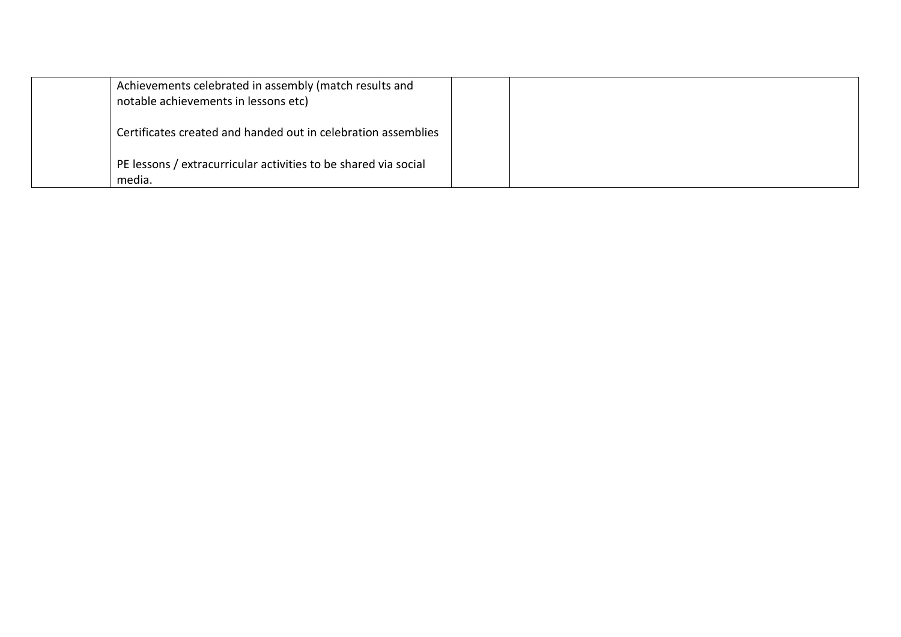| | | | |
|---|---|---|---|
| | Achievements celebrated in assembly (match results and notable achievements in lessons etc)<br><br>Certificates created and handed out in celebration assemblies<br><br>PE lessons / extracurricular activities to be shared via social media. | | |